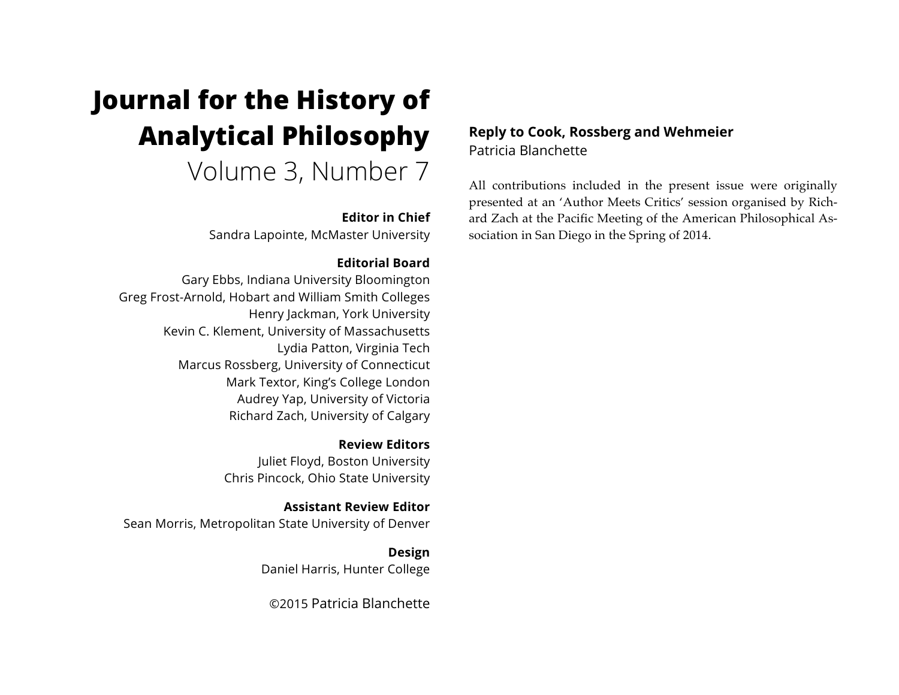# Journal for the History of Analytical Philosophy

Volume 3, Number 7

**Editor in Chief**
Sandra Lapointe, McMaster University

**Editorial Board**
Gary Ebbs, Indiana University Bloomington
Greg Frost-Arnold, Hobart and William Smith Colleges
Henry Jackman, York University
Kevin C. Klement, University of Massachusetts
Lydia Patton, Virginia Tech
Marcus Rossberg, University of Connecticut
Mark Textor, King's College London
Audrey Yap, University of Victoria
Richard Zach, University of Calgary

**Review Editors**
Juliet Floyd, Boston University
Chris Pincock, Ohio State University

**Assistant Review Editor**
Sean Morris, Metropolitan State University of Denver

**Design**
Daniel Harris, Hunter College

©2015 Patricia Blanchette

## Reply to Cook, Rossberg and Wehmeier

Patricia Blanchette

All contributions included in the present issue were originally presented at an 'Author Meets Critics' session organised by Richard Zach at the Pacific Meeting of the American Philosophical Association in San Diego in the Spring of 2014.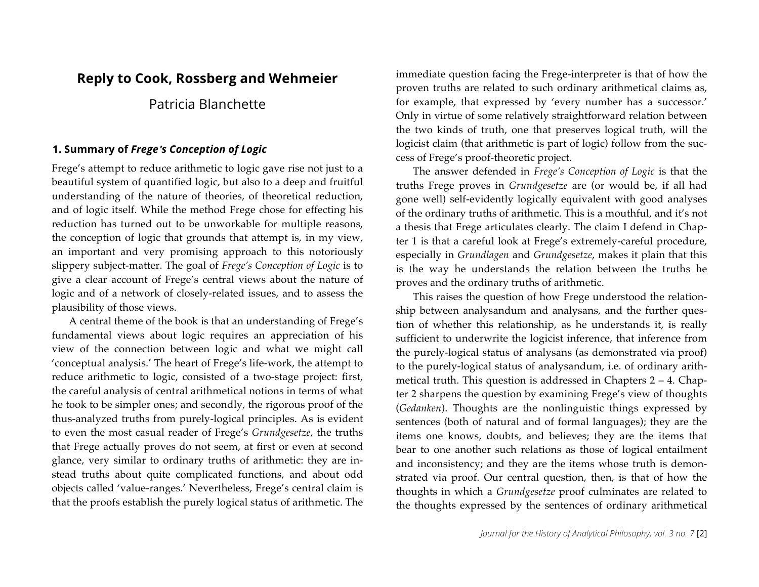# Reply to Cook, Rossberg and Wehmeier

Patricia Blanchette

## 1. Summary of *Frege's Conception of Logic*

Frege's attempt to reduce arithmetic to logic gave rise not just to a beautiful system of quantified logic, but also to a deep and fruitful understanding of the nature of theories, of theoretical reduction, and of logic itself. While the method Frege chose for effecting his reduction has turned out to be unworkable for multiple reasons, the conception of logic that grounds that attempt is, in my view, an important and very promising approach to this notoriously slippery subject-matter. The goal of *Frege's Conception of Logic* is to give a clear account of Frege's central views about the nature of logic and of a network of closely-related issues, and to assess the plausibility of those views.

A central theme of the book is that an understanding of Frege's fundamental views about logic requires an appreciation of his view of the connection between logic and what we might call 'conceptual analysis.' The heart of Frege's life-work, the attempt to reduce arithmetic to logic, consisted of a two-stage project: first, the careful analysis of central arithmetical notions in terms of what he took to be simpler ones; and secondly, the rigorous proof of the thus-analyzed truths from purely-logical principles. As is evident to even the most casual reader of Frege's *Grundgesetze*, the truths that Frege actually proves do not seem, at first or even at second glance, very similar to ordinary truths of arithmetic: they are instead truths about quite complicated functions, and about odd objects called 'value-ranges.' Nevertheless, Frege's central claim is that the proofs establish the purely logical status of arithmetic. The immediate question facing the Frege-interpreter is that of how the proven truths are related to such ordinary arithmetical claims as, for example, that expressed by 'every number has a successor.' Only in virtue of some relatively straightforward relation between the two kinds of truth, one that preserves logical truth, will the logicist claim (that arithmetic is part of logic) follow from the success of Frege's proof-theoretic project.

The answer defended in *Frege's Conception of Logic* is that the truths Frege proves in *Grundgesetze* are (or would be, if all had gone well) self-evidently logically equivalent with good analyses of the ordinary truths of arithmetic. This is a mouthful, and it's not a thesis that Frege articulates clearly. The claim I defend in Chapter 1 is that a careful look at Frege's extremely-careful procedure, especially in *Grundlagen* and *Grundgesetze*, makes it plain that this is the way he understands the relation between the truths he proves and the ordinary truths of arithmetic.

This raises the question of how Frege understood the relationship between analysandum and analysans, and the further question of whether this relationship, as he understands it, is really sufficient to underwrite the logicist inference, that inference from the purely-logical status of analysans (as demonstrated via proof) to the purely-logical status of analysandum, i.e. of ordinary arithmetical truth. This question is addressed in Chapters 2 – 4. Chapter 2 sharpens the question by examining Frege's view of thoughts (*Gedanken*). Thoughts are the nonlinguistic things expressed by sentences (both of natural and of formal languages); they are the items one knows, doubts, and believes; they are the items that bear to one another such relations as those of logical entailment and inconsistency; and they are the items whose truth is demonstrated via proof. Our central question, then, is that of how the thoughts in which a *Grundgesetze* proof culminates are related to the thoughts expressed by the sentences of ordinary arithmetical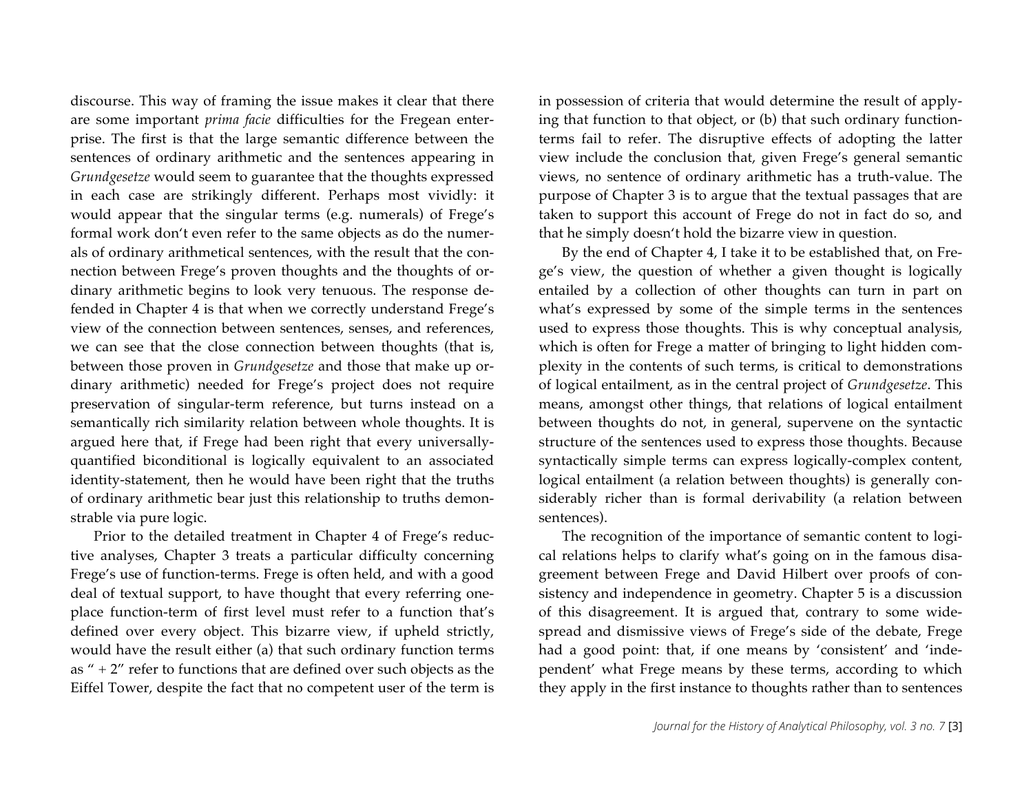discourse. This way of framing the issue makes it clear that there are some important *prima facie* difficulties for the Fregean enterprise. The first is that the large semantic difference between the sentences of ordinary arithmetic and the sentences appearing in *Grundgesetze* would seem to guarantee that the thoughts expressed in each case are strikingly different. Perhaps most vividly: it would appear that the singular terms (e.g. numerals) of Frege's formal work don't even refer to the same objects as do the numerals of ordinary arithmetical sentences, with the result that the connection between Frege's proven thoughts and the thoughts of ordinary arithmetic begins to look very tenuous. The response defended in Chapter 4 is that when we correctly understand Frege's view of the connection between sentences, senses, and references, we can see that the close connection between thoughts (that is, between those proven in *Grundgesetze* and those that make up ordinary arithmetic) needed for Frege's project does not require preservation of singular-term reference, but turns instead on a semantically rich similarity relation between whole thoughts. It is argued here that, if Frege had been right that every universally-quantified biconditional is logically equivalent to an associated identity-statement, then he would have been right that the truths of ordinary arithmetic bear just this relationship to truths demonstrable via pure logic.

Prior to the detailed treatment in Chapter 4 of Frege's reductive analyses, Chapter 3 treats a particular difficulty concerning Frege's use of function-terms. Frege is often held, and with a good deal of textual support, to have thought that every referring one-place function-term of first level must refer to a function that's defined over every object. This bizarre view, if upheld strictly, would have the result either (a) that such ordinary function terms as " + 2" refer to functions that are defined over such objects as the Eiffel Tower, despite the fact that no competent user of the term is in possession of criteria that would determine the result of applying that function to that object, or (b) that such ordinary function-terms fail to refer. The disruptive effects of adopting the latter view include the conclusion that, given Frege's general semantic views, no sentence of ordinary arithmetic has a truth-value. The purpose of Chapter 3 is to argue that the textual passages that are taken to support this account of Frege do not in fact do so, and that he simply doesn't hold the bizarre view in question.

By the end of Chapter 4, I take it to be established that, on Frege's view, the question of whether a given thought is logically entailed by a collection of other thoughts can turn in part on what's expressed by some of the simple terms in the sentences used to express those thoughts. This is why conceptual analysis, which is often for Frege a matter of bringing to light hidden complexity in the contents of such terms, is critical to demonstrations of logical entailment, as in the central project of *Grundgesetze*. This means, amongst other things, that relations of logical entailment between thoughts do not, in general, supervene on the syntactic structure of the sentences used to express those thoughts. Because syntactically simple terms can express logically-complex content, logical entailment (a relation between thoughts) is generally considerably richer than is formal derivability (a relation between sentences).

The recognition of the importance of semantic content to logical relations helps to clarify what's going on in the famous disagreement between Frege and David Hilbert over proofs of consistency and independence in geometry. Chapter 5 is a discussion of this disagreement. It is argued that, contrary to some widespread and dismissive views of Frege's side of the debate, Frege had a good point: that, if one means by 'consistent' and 'independent' what Frege means by these terms, according to which they apply in the first instance to thoughts rather than to sentences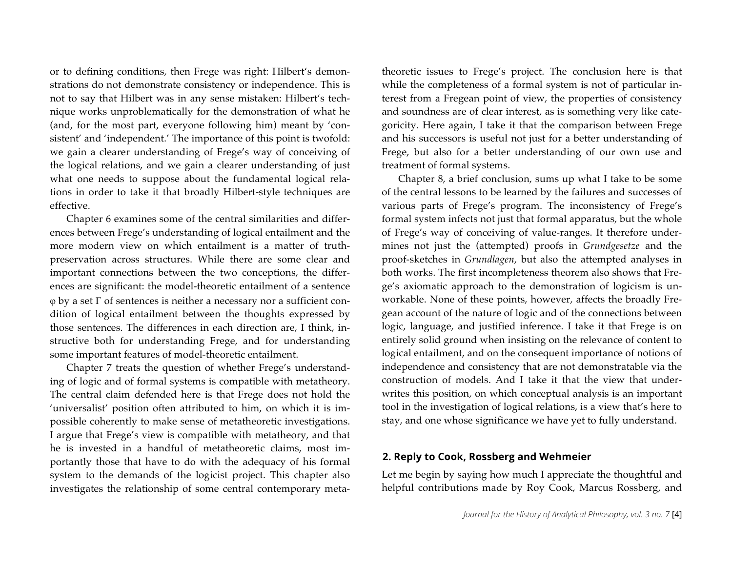or to defining conditions, then Frege was right: Hilbert's demonstrations do not demonstrate consistency or independence. This is not to say that Hilbert was in any sense mistaken: Hilbert's technique works unproblematically for the demonstration of what he (and, for the most part, everyone following him) meant by 'consistent' and 'independent.' The importance of this point is twofold: we gain a clearer understanding of Frege's way of conceiving of the logical relations, and we gain a clearer understanding of just what one needs to suppose about the fundamental logical relations in order to take it that broadly Hilbert-style techniques are effective.

Chapter 6 examines some of the central similarities and differences between Frege's understanding of logical entailment and the more modern view on which entailment is a matter of truth-preservation across structures. While there are some clear and important connections between the two conceptions, the differences are significant: the model-theoretic entailment of a sentence $\varphi$ by a set $\Gamma$ of sentences is neither a necessary nor a sufficient condition of logical entailment between the thoughts expressed by those sentences. The differences in each direction are, I think, instructive both for understanding Frege, and for understanding some important features of model-theoretic entailment.

Chapter 7 treats the question of whether Frege's understanding of logic and of formal systems is compatible with metatheory. The central claim defended here is that Frege does not hold the 'universalist' position often attributed to him, on which it is impossible coherently to make sense of metatheoretic investigations. I argue that Frege's view is compatible with metatheory, and that he is invested in a handful of metatheoretic claims, most importantly those that have to do with the adequacy of his formal system to the demands of the logicist project. This chapter also investigates the relationship of some central contemporary meta-theoretic issues to Frege's project. The conclusion here is that while the completeness of a formal system is not of particular interest from a Fregean point of view, the properties of consistency and soundness are of clear interest, as is something very like categoricity. Here again, I take it that the comparison between Frege and his successors is useful not just for a better understanding of Frege, but also for a better understanding of our own use and treatment of formal systems.

Chapter 8, a brief conclusion, sums up what I take to be some of the central lessons to be learned by the failures and successes of various parts of Frege's program. The inconsistency of Frege's formal system infects not just that formal apparatus, but the whole of Frege's way of conceiving of value-ranges. It therefore undermines not just the (attempted) proofs in *Grundgesetze* and the proof-sketches in *Grundlagen*, but also the attempted analyses in both works. The first incompleteness theorem also shows that Frege's axiomatic approach to the demonstration of logicism is unworkable. None of these points, however, affects the broadly Fregean account of the nature of logic and of the connections between logic, language, and justified inference. I take it that Frege is on entirely solid ground when insisting on the relevance of content to logical entailment, and on the consequent importance of notions of independence and consistency that are not demonstratable via the construction of models. And I take it that the view that underwrites this position, on which conceptual analysis is an important tool in the investigation of logical relations, is a view that's here to stay, and one whose significance we have yet to fully understand.

## 2. Reply to Cook, Rossberg and Wehmeier

Let me begin by saying how much I appreciate the thoughtful and helpful contributions made by Roy Cook, Marcus Rossberg, and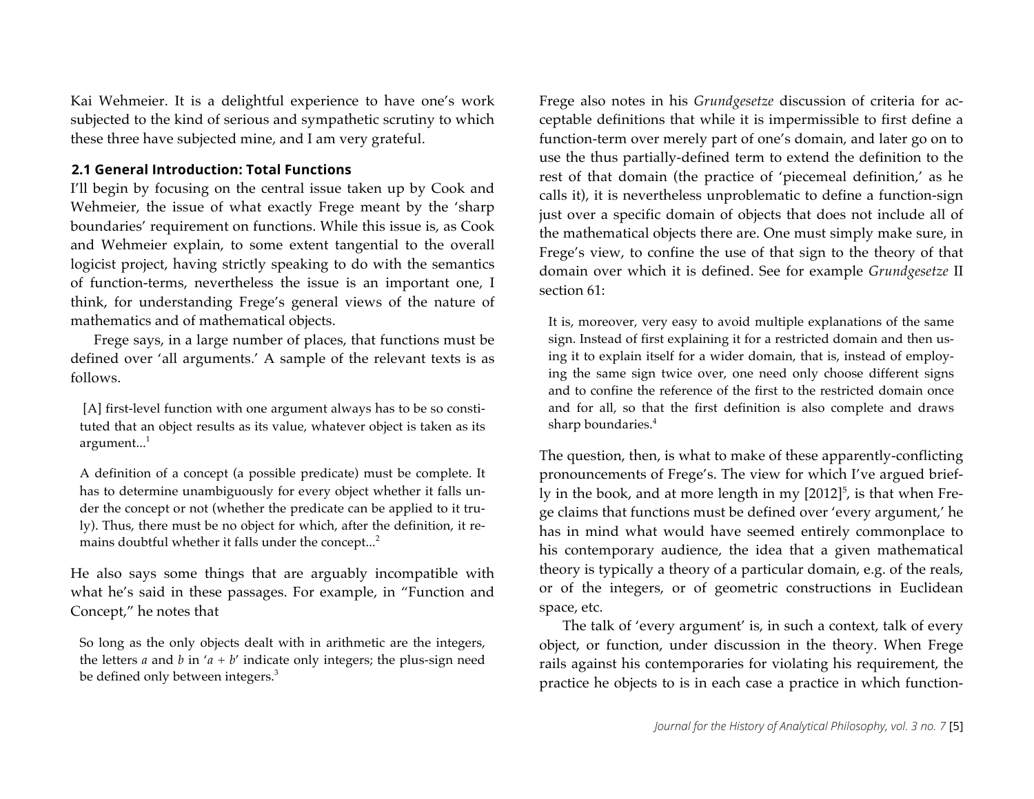Kai Wehmeier. It is a delightful experience to have one's work subjected to the kind of serious and sympathetic scrutiny to which these three have subjected mine, and I am very grateful.

### 2.1 General Introduction: Total Functions

I'll begin by focusing on the central issue taken up by Cook and Wehmeier, the issue of what exactly Frege meant by the 'sharp boundaries' requirement on functions. While this issue is, as Cook and Wehmeier explain, to some extent tangential to the overall logicist project, having strictly speaking to do with the semantics of function-terms, nevertheless the issue is an important one, I think, for understanding Frege's general views of the nature of mathematics and of mathematical objects.

Frege says, in a large number of places, that functions must be defined over 'all arguments.' A sample of the relevant texts is as follows.

> [A] first-level function with one argument always has to be so constituted that an object results as its value, whatever object is taken as its argument...[1]

> A definition of a concept (a possible predicate) must be complete. It has to determine unambiguously for every object whether it falls under the concept or not (whether the predicate can be applied to it truly). Thus, there must be no object for which, after the definition, it remains doubtful whether it falls under the concept...[2]

He also says some things that are arguably incompatible with what he's said in these passages. For example, in "Function and Concept," he notes that

> So long as the only objects dealt with in arithmetic are the integers, the letters *a* and *b* in '*a* + *b*' indicate only integers; the plus-sign need be defined only between integers.[3]

Frege also notes in his *Grundgesetze* discussion of criteria for acceptable definitions that while it is impermissible to first define a function-term over merely part of one's domain, and later go on to use the thus partially-defined term to extend the definition to the rest of that domain (the practice of 'piecemeal definition,' as he calls it), it is nevertheless unproblematic to define a function-sign just over a specific domain of objects that does not include all of the mathematical objects there are. One must simply make sure, in Frege's view, to confine the use of that sign to the theory of that domain over which it is defined. See for example *Grundgesetze* II section 61:

> It is, moreover, very easy to avoid multiple explanations of the same sign. Instead of first explaining it for a restricted domain and then using it to explain itself for a wider domain, that is, instead of employing the same sign twice over, one need only choose different signs and to confine the reference of the first to the restricted domain once and for all, so that the first definition is also complete and draws sharp boundaries.[4]

The question, then, is what to make of these apparently-conflicting pronouncements of Frege's. The view for which I've argued briefly in the book, and at more length in my [2012][5], is that when Frege claims that functions must be defined over 'every argument,' he has in mind what would have seemed entirely commonplace to his contemporary audience, the idea that a given mathematical theory is typically a theory of a particular domain, e.g. of the reals, or of the integers, or of geometric constructions in Euclidean space, etc.

The talk of 'every argument' is, in such a context, talk of every object, or function, under discussion in the theory. When Frege rails against his contemporaries for violating his requirement, the practice he objects to is in each case a practice in which function-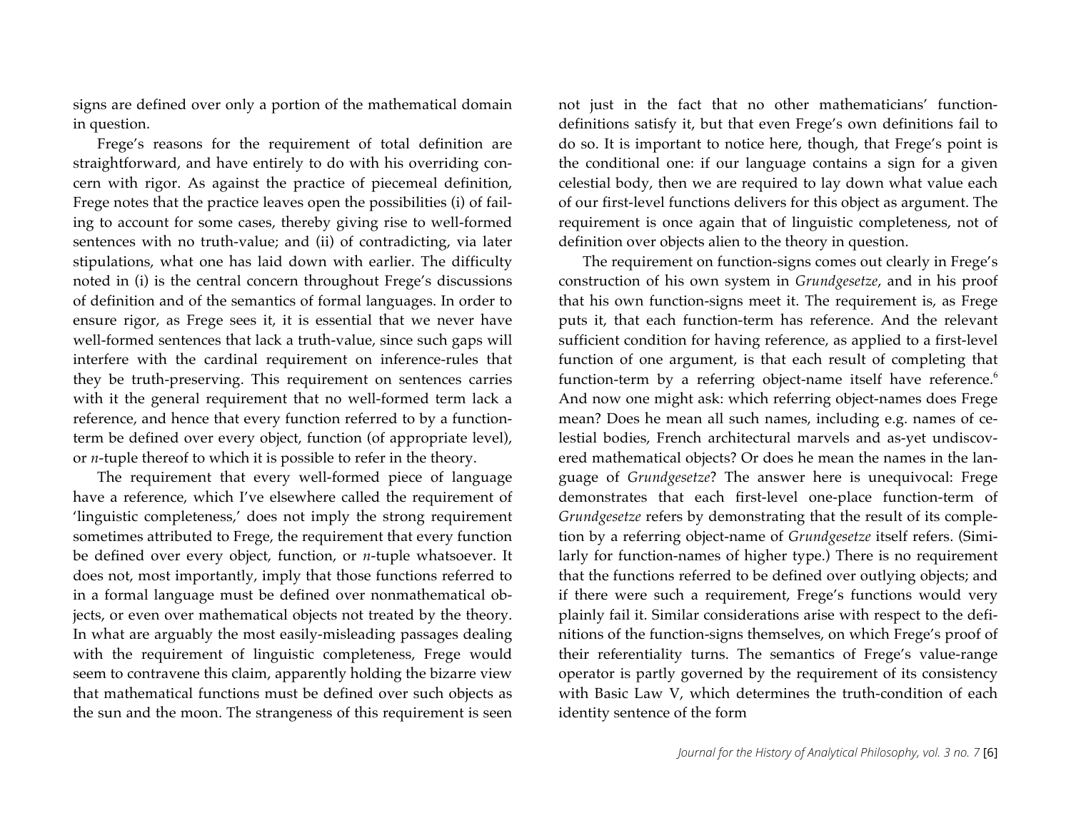signs are defined over only a portion of the mathematical domain in question.

Frege's reasons for the requirement of total definition are straightforward, and have entirely to do with his overriding concern with rigor. As against the practice of piecemeal definition, Frege notes that the practice leaves open the possibilities (i) of failing to account for some cases, thereby giving rise to well-formed sentences with no truth-value; and (ii) of contradicting, via later stipulations, what one has laid down with earlier. The difficulty noted in (i) is the central concern throughout Frege's discussions of definition and of the semantics of formal languages. In order to ensure rigor, as Frege sees it, it is essential that we never have well-formed sentences that lack a truth-value, since such gaps will interfere with the cardinal requirement on inference-rules that they be truth-preserving. This requirement on sentences carries with it the general requirement that no well-formed term lack a reference, and hence that every function referred to by a function-term be defined over every object, function (of appropriate level), or *n*-tuple thereof to which it is possible to refer in the theory.

The requirement that every well-formed piece of language have a reference, which I've elsewhere called the requirement of 'linguistic completeness,' does not imply the strong requirement sometimes attributed to Frege, the requirement that every function be defined over every object, function, or *n*-tuple whatsoever. It does not, most importantly, imply that those functions referred to in a formal language must be defined over nonmathematical objects, or even over mathematical objects not treated by the theory. In what are arguably the most easily-misleading passages dealing with the requirement of linguistic completeness, Frege would seem to contravene this claim, apparently holding the bizarre view that mathematical functions must be defined over such objects as the sun and the moon. The strangeness of this requirement is seen not just in the fact that no other mathematicians' function-definitions satisfy it, but that even Frege's own definitions fail to do so. It is important to notice here, though, that Frege's point is the conditional one: if our language contains a sign for a given celestial body, then we are required to lay down what value each of our first-level functions delivers for this object as argument. The requirement is once again that of linguistic completeness, not of definition over objects alien to the theory in question.

The requirement on function-signs comes out clearly in Frege's construction of his own system in *Grundgesetze*, and in his proof that his own function-signs meet it. The requirement is, as Frege puts it, that each function-term has reference. And the relevant sufficient condition for having reference, as applied to a first-level function of one argument, is that each result of completing that function-term by a referring object-name itself have reference.[6] And now one might ask: which referring object-names does Frege mean? Does he mean all such names, including e.g. names of celestial bodies, French architectural marvels and as-yet undiscovered mathematical objects? Or does he mean the names in the language of *Grundgesetze*? The answer here is unequivocal: Frege demonstrates that each first-level one-place function-term of *Grundgesetze* refers by demonstrating that the result of its completion by a referring object-name of *Grundgesetze* itself refers. (Similarly for function-names of higher type.) There is no requirement that the functions referred to be defined over outlying objects; and if there were such a requirement, Frege's functions would very plainly fail it. Similar considerations arise with respect to the definitions of the function-signs themselves, on which Frege's proof of their referentiality turns. The semantics of Frege's value-range operator is partly governed by the requirement of its consistency with Basic Law V, which determines the truth-condition of each identity sentence of the form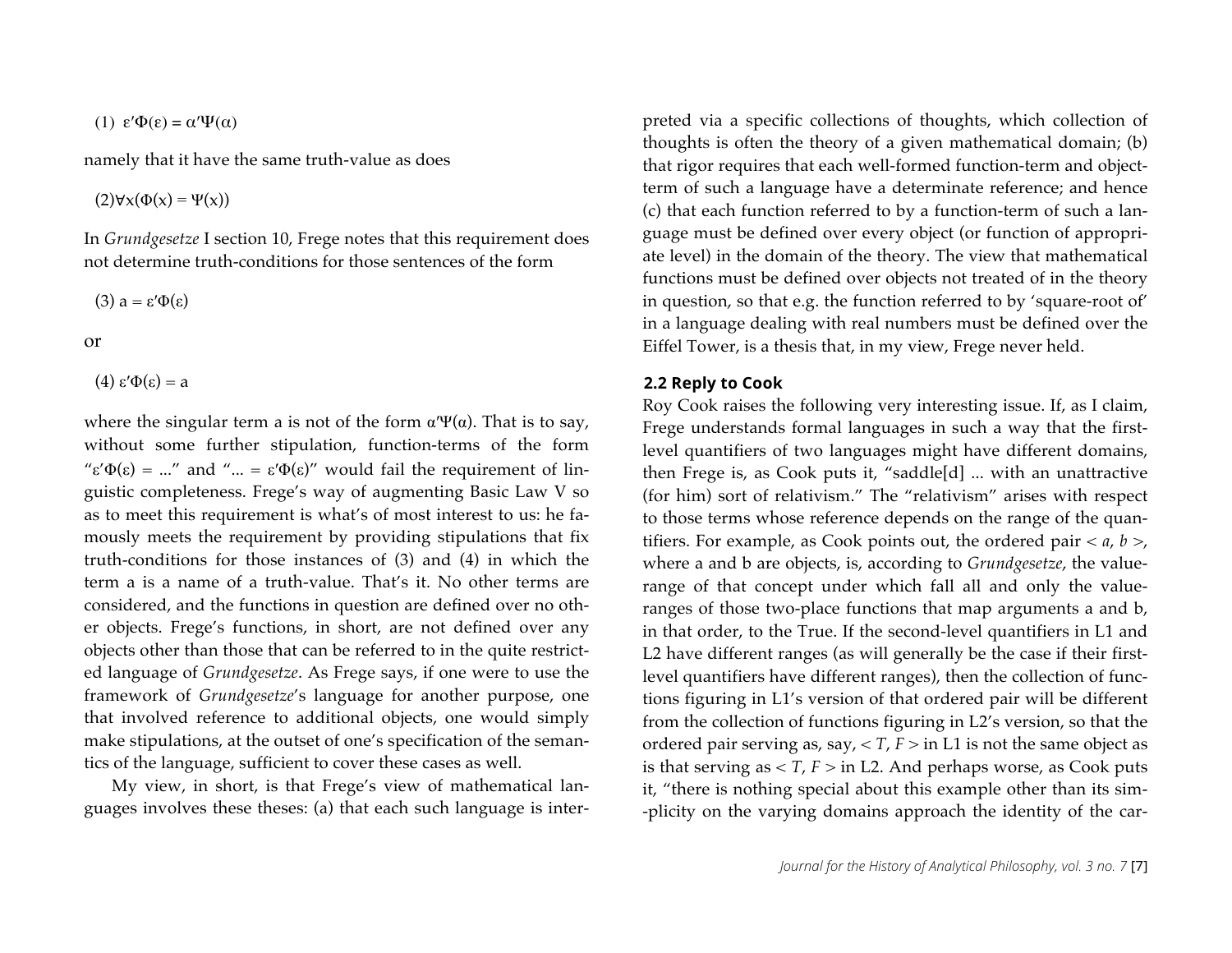$$(1)\ \varepsilon'\Phi(\varepsilon) = \alpha'\Psi(\alpha)$$

namely that it have the same truth-value as does

$$(2) \forall x(\Phi(x) = \Psi(x))$$

In *Grundgesetze* I section 10, Frege notes that this requirement does not determine truth-conditions for those sentences of the form

$$(3)\ a = \varepsilon'\Phi(\varepsilon)$$

or

$$(4)\ \varepsilon'\Phi(\varepsilon) = a$$

where the singular term a is not of the form $\alpha'\Psi(\alpha)$. That is to say, without some further stipulation, function-terms of the form "$\varepsilon'\Phi(\varepsilon) = ...$" and "$... = \varepsilon'\Phi(\varepsilon)$" would fail the requirement of linguistic completeness. Frege's way of augmenting Basic Law V so as to meet this requirement is what's of most interest to us: he famously meets the requirement by providing stipulations that fix truth-conditions for those instances of (3) and (4) in which the term a is a name of a truth-value. That's it. No other terms are considered, and the functions in question are defined over no other objects. Frege's functions, in short, are not defined over any objects other than those that can be referred to in the quite restricted language of *Grundgesetze*. As Frege says, if one were to use the framework of *Grundgesetze*'s language for another purpose, one that involved reference to additional objects, one would simply make stipulations, at the outset of one's specification of the semantics of the language, sufficient to cover these cases as well.

My view, in short, is that Frege's view of mathematical languages involves these theses: (a) that each such language is interpreted via a specific collections of thoughts, which collection of thoughts is often the theory of a given mathematical domain; (b) that rigor requires that each well-formed function-term and object-term of such a language have a determinate reference; and hence (c) that each function referred to by a function-term of such a language must be defined over every object (or function of appropriate level) in the domain of the theory. The view that mathematical functions must be defined over objects not treated of in the theory in question, so that e.g. the function referred to by 'square-root of' in a language dealing with real numbers must be defined over the Eiffel Tower, is a thesis that, in my view, Frege never held.

### 2.2 Reply to Cook

Roy Cook raises the following very interesting issue. If, as I claim, Frege understands formal languages in such a way that the first-level quantifiers of two languages might have different domains, then Frege is, as Cook puts it, "saddle[d] ... with an unattractive (for him) sort of relativism." The "relativism" arises with respect to those terms whose reference depends on the range of the quantifiers. For example, as Cook points out, the ordered pair $< a, b >$, where a and b are objects, is, according to *Grundgesetze*, the value-range of that concept under which fall all and only the value-ranges of those two-place functions that map arguments a and b, in that order, to the True. If the second-level quantifiers in L1 and L2 have different ranges (as will generally be the case if their first-level quantifiers have different ranges), then the collection of functions figuring in L1's version of that ordered pair will be different from the collection of functions figuring in L2's version, so that the ordered pair serving as, say, $< T, F >$ in L1 is not the same object as is that serving as $< T, F >$ in L2. And perhaps worse, as Cook puts it, "there is nothing special about this example other than its sim--plicity on the varying domains approach the identity of the car-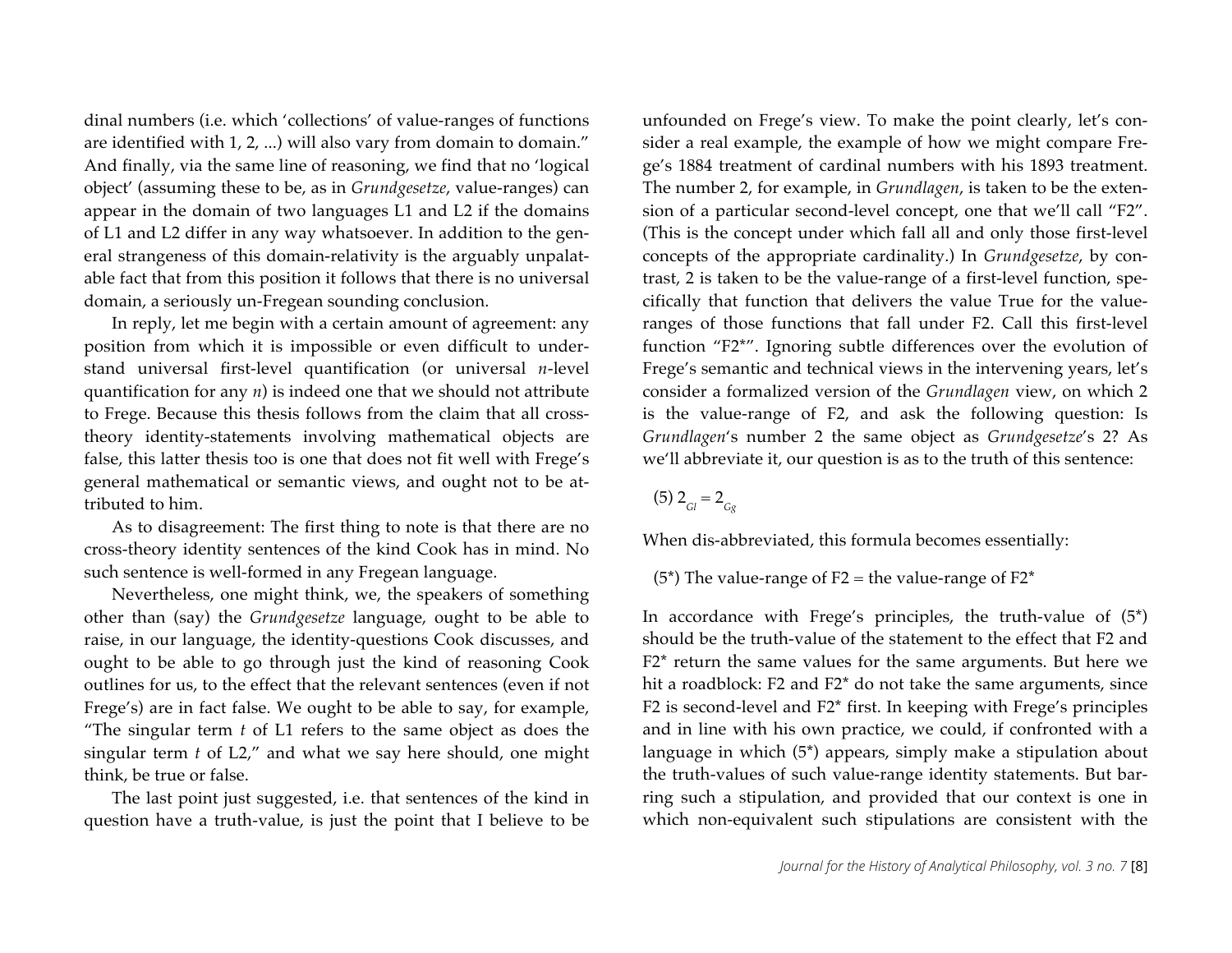dinal numbers (i.e. which 'collections' of value-ranges of functions are identified with 1, 2, ...) will also vary from domain to domain." And finally, via the same line of reasoning, we find that no 'logical object' (assuming these to be, as in *Grundgesetze*, value-ranges) can appear in the domain of two languages L1 and L2 if the domains of L1 and L2 differ in any way whatsoever. In addition to the general strangeness of this domain-relativity is the arguably unpalatable fact that from this position it follows that there is no universal domain, a seriously un-Fregean sounding conclusion.

In reply, let me begin with a certain amount of agreement: any position from which it is impossible or even difficult to understand universal first-level quantification (or universal $n$-level quantification for any $n$) is indeed one that we should not attribute to Frege. Because this thesis follows from the claim that all cross-theory identity-statements involving mathematical objects are false, this latter thesis too is one that does not fit well with Frege's general mathematical or semantic views, and ought not to be attributed to him.

As to disagreement: The first thing to note is that there are no cross-theory identity sentences of the kind Cook has in mind. No such sentence is well-formed in any Fregean language.

Nevertheless, one might think, we, the speakers of something other than (say) the *Grundgesetze* language, ought to be able to raise, in our language, the identity-questions Cook discusses, and ought to be able to go through just the kind of reasoning Cook outlines for us, to the effect that the relevant sentences (even if not Frege's) are in fact false. We ought to be able to say, for example, "The singular term $t$ of L1 refers to the same object as does the singular term $t$ of L2," and what we say here should, one might think, be true or false.

The last point just suggested, i.e. that sentences of the kind in question have a truth-value, is just the point that I believe to be unfounded on Frege's view. To make the point clearly, let's consider a real example, the example of how we might compare Frege's 1884 treatment of cardinal numbers with his 1893 treatment. The number 2, for example, in *Grundlagen*, is taken to be the extension of a particular second-level concept, one that we'll call "F2". (This is the concept under which fall all and only those first-level concepts of the appropriate cardinality.) In *Grundgesetze*, by contrast, 2 is taken to be the value-range of a first-level function, specifically that function that delivers the value True for the value-ranges of those functions that fall under F2. Call this first-level function "F2*". Ignoring subtle differences over the evolution of Frege's semantic and technical views in the intervening years, let's consider a formalized version of the *Grundlagen* view, on which 2 is the value-range of F2, and ask the following question: Is *Grundlagen*'s number 2 the same object as *Grundgesetze*'s 2? As we'll abbreviate it, our question is as to the truth of this sentence:

(5) $2_{Gl} = 2_{Gg}$

When dis-abbreviated, this formula becomes essentially:

(5*) The value-range of F2 = the value-range of F2*

In accordance with Frege's principles, the truth-value of (5*) should be the truth-value of the statement to the effect that F2 and F2* return the same values for the same arguments. But here we hit a roadblock: F2 and F2* do not take the same arguments, since F2 is second-level and F2* first. In keeping with Frege's principles and in line with his own practice, we could, if confronted with a language in which (5*) appears, simply make a stipulation about the truth-values of such value-range identity statements. But barring such a stipulation, and provided that our context is one in which non-equivalent such stipulations are consistent with the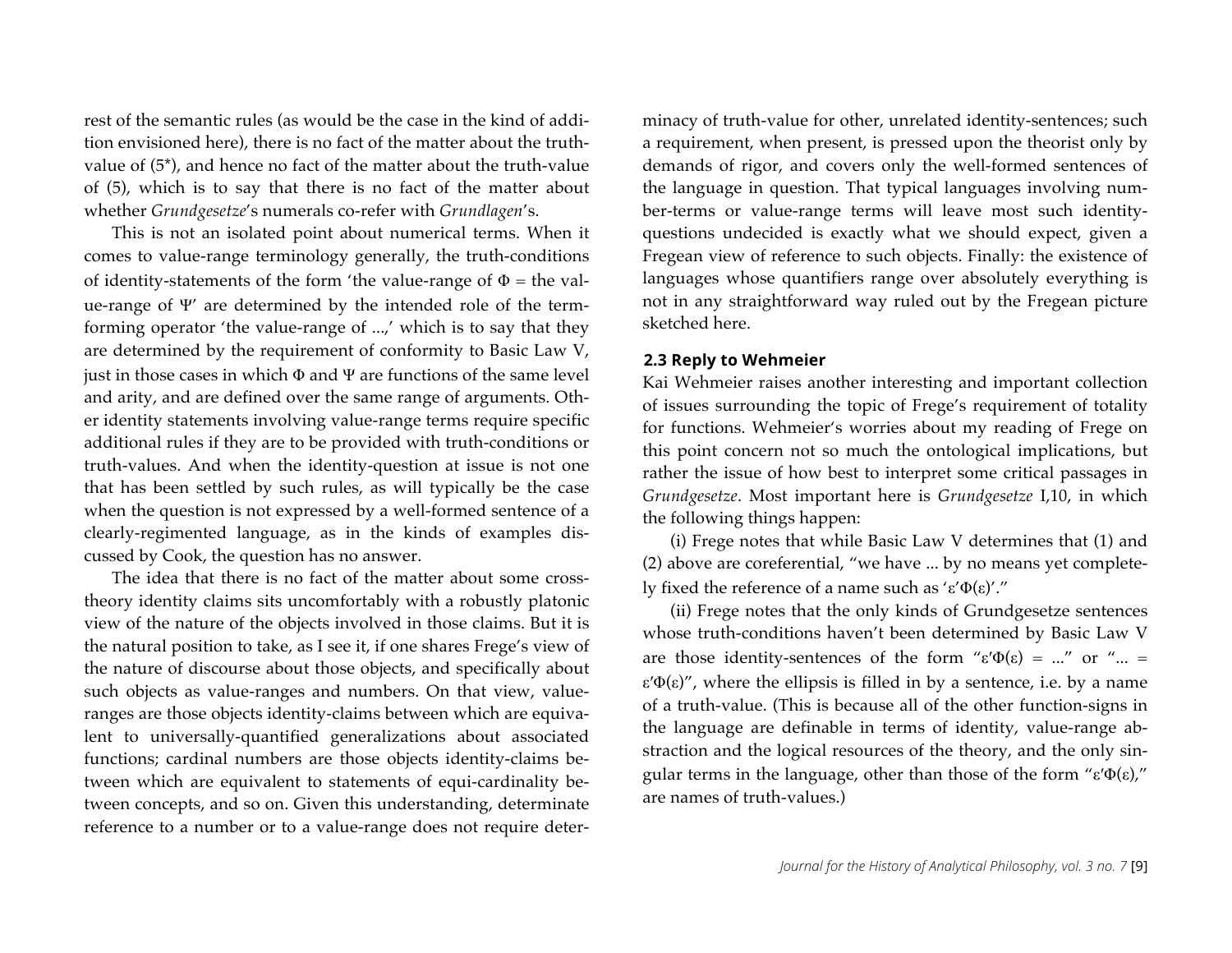rest of the semantic rules (as would be the case in the kind of addition envisioned here), there is no fact of the matter about the truth-value of (5*), and hence no fact of the matter about the truth-value of (5), which is to say that there is no fact of the matter about whether *Grundgesetze*'s numerals co-refer with *Grundlagen*'s.

This is not an isolated point about numerical terms. When it comes to value-range terminology generally, the truth-conditions of identity-statements of the form 'the value-range of $\Phi$ = the value-range of $\Psi$' are determined by the intended role of the term-forming operator 'the value-range of ...,' which is to say that they are determined by the requirement of conformity to Basic Law V, just in those cases in which $\Phi$ and $\Psi$ are functions of the same level and arity, and are defined over the same range of arguments. Other identity statements involving value-range terms require specific additional rules if they are to be provided with truth-conditions or truth-values. And when the identity-question at issue is not one that has been settled by such rules, as will typically be the case when the question is not expressed by a well-formed sentence of a clearly-regimented language, as in the kinds of examples discussed by Cook, the question has no answer.

The idea that there is no fact of the matter about some cross-theory identity claims sits uncomfortably with a robustly platonic view of the nature of the objects involved in those claims. But it is the natural position to take, as I see it, if one shares Frege's view of the nature of discourse about those objects, and specifically about such objects as value-ranges and numbers. On that view, value-ranges are those objects identity-claims between which are equivalent to universally-quantified generalizations about associated functions; cardinal numbers are those objects identity-claims between which are equivalent to statements of equi-cardinality between concepts, and so on. Given this understanding, determinate reference to a number or to a value-range does not require determinacy of truth-value for other, unrelated identity-sentences; such a requirement, when present, is pressed upon the theorist only by demands of rigor, and covers only the well-formed sentences of the language in question. That typical languages involving number-terms or value-range terms will leave most such identity-questions undecided is exactly what we should expect, given a Fregean view of reference to such objects. Finally: the existence of languages whose quantifiers range over absolutely everything is not in any straightforward way ruled out by the Fregean picture sketched here.

### 2.3 Reply to Wehmeier

Kai Wehmeier raises another interesting and important collection of issues surrounding the topic of Frege's requirement of totality for functions. Wehmeier's worries about my reading of Frege on this point concern not so much the ontological implications, but rather the issue of how best to interpret some critical passages in *Grundgesetze*. Most important here is *Grundgesetze* I,10, in which the following things happen:

(i) Frege notes that while Basic Law V determines that (1) and (2) above are coreferential, "we have ... by no means yet completely fixed the reference of a name such as '$\varepsilon'\Phi(\varepsilon)$'."

(ii) Frege notes that the only kinds of Grundgesetze sentences whose truth-conditions haven't been determined by Basic Law V are those identity-sentences of the form "$\varepsilon'\Phi(\varepsilon)$ = ..." or "... = $\varepsilon'\Phi(\varepsilon)$", where the ellipsis is filled in by a sentence, i.e. by a name of a truth-value. (This is because all of the other function-signs in the language are definable in terms of identity, value-range abstraction and the logical resources of the theory, and the only singular terms in the language, other than those of the form "$\varepsilon'\Phi(\varepsilon)$," are names of truth-values.)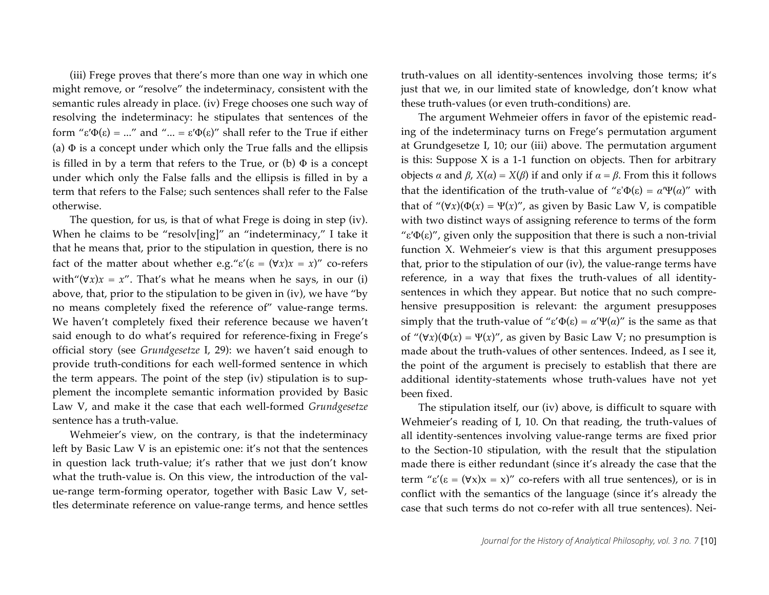(iii) Frege proves that there's more than one way in which one might remove, or "resolve" the indeterminacy, consistent with the semantic rules already in place. (iv) Frege chooses one such way of resolving the indeterminacy: he stipulates that sentences of the form "$\varepsilon'\Phi(\varepsilon)$ = ..." and "... = $\varepsilon'\Phi(\varepsilon)$" shall refer to the True if either (a) $\Phi$ is a concept under which only the True falls and the ellipsis is filled in by a term that refers to the True, or (b) $\Phi$ is a concept under which only the False falls and the ellipsis is filled in by a term that refers to the False; such sentences shall refer to the False otherwise.

The question, for us, is that of what Frege is doing in step (iv). When he claims to be "resolv[ing]" an "indeterminacy," I take it that he means that, prior to the stipulation in question, there is no fact of the matter about whether e.g."$\varepsilon'(\varepsilon = (\forall x)x = x)$" co-refers with"$(\forall x)x = x$". That's what he means when he says, in our (i) above, that, prior to the stipulation to be given in (iv), we have "by no means completely fixed the reference of" value-range terms. We haven't completely fixed their reference because we haven't said enough to do what's required for reference-fixing in Frege's official story (see *Grundgesetze* I, 29): we haven't said enough to provide truth-conditions for each well-formed sentence in which the term appears. The point of the step (iv) stipulation is to supplement the incomplete semantic information provided by Basic Law V, and make it the case that each well-formed *Grundgesetze* sentence has a truth-value.

Wehmeier's view, on the contrary, is that the indeterminacy left by Basic Law V is an epistemic one: it's not that the sentences in question lack truth-value; it's rather that we just don't know what the truth-value is. On this view, the introduction of the value-range term-forming operator, together with Basic Law V, settles determinate reference on value-range terms, and hence settles truth-values on all identity-sentences involving those terms; it's just that we, in our limited state of knowledge, don't know what these truth-values (or even truth-conditions) are.

The argument Wehmeier offers in favor of the epistemic reading of the indeterminacy turns on Frege's permutation argument at Grundgesetze I, 10; our (iii) above. The permutation argument is this: Suppose X is a 1-1 function on objects. Then for arbitrary objects $\alpha$ and $\beta$, $X(\alpha) = X(\beta)$ if and only if $\alpha = \beta$. From this it follows that the identification of the truth-value of "$\varepsilon'\Phi(\varepsilon) = \alpha'\Psi(\alpha)$" with that of "$(\forall x)(\Phi(x) = \Psi(x)$", as given by Basic Law V, is compatible with two distinct ways of assigning reference to terms of the form "$\varepsilon'\Phi(\varepsilon)$", given only the supposition that there is such a non-trivial function X. Wehmeier's view is that this argument presupposes that, prior to the stipulation of our (iv), the value-range terms have reference, in a way that fixes the truth-values of all identity-sentences in which they appear. But notice that no such comprehensive presupposition is relevant: the argument presupposes simply that the truth-value of "$\varepsilon'\Phi(\varepsilon) = \alpha'\Psi(\alpha)$" is the same as that of "$(\forall x)(\Phi(x) = \Psi(x)$", as given by Basic Law V; no presumption is made about the truth-values of other sentences. Indeed, as I see it, the point of the argument is precisely to establish that there are additional identity-statements whose truth-values have not yet been fixed.

The stipulation itself, our (iv) above, is difficult to square with Wehmeier's reading of I, 10. On that reading, the truth-values of all identity-sentences involving value-range terms are fixed prior to the Section-10 stipulation, with the result that the stipulation made there is either redundant (since it's already the case that the term "$\varepsilon'(\varepsilon = (\forall x)x = x)$" co-refers with all true sentences), or is in conflict with the semantics of the language (since it's already the case that such terms do not co-refer with all true sentences). Nei-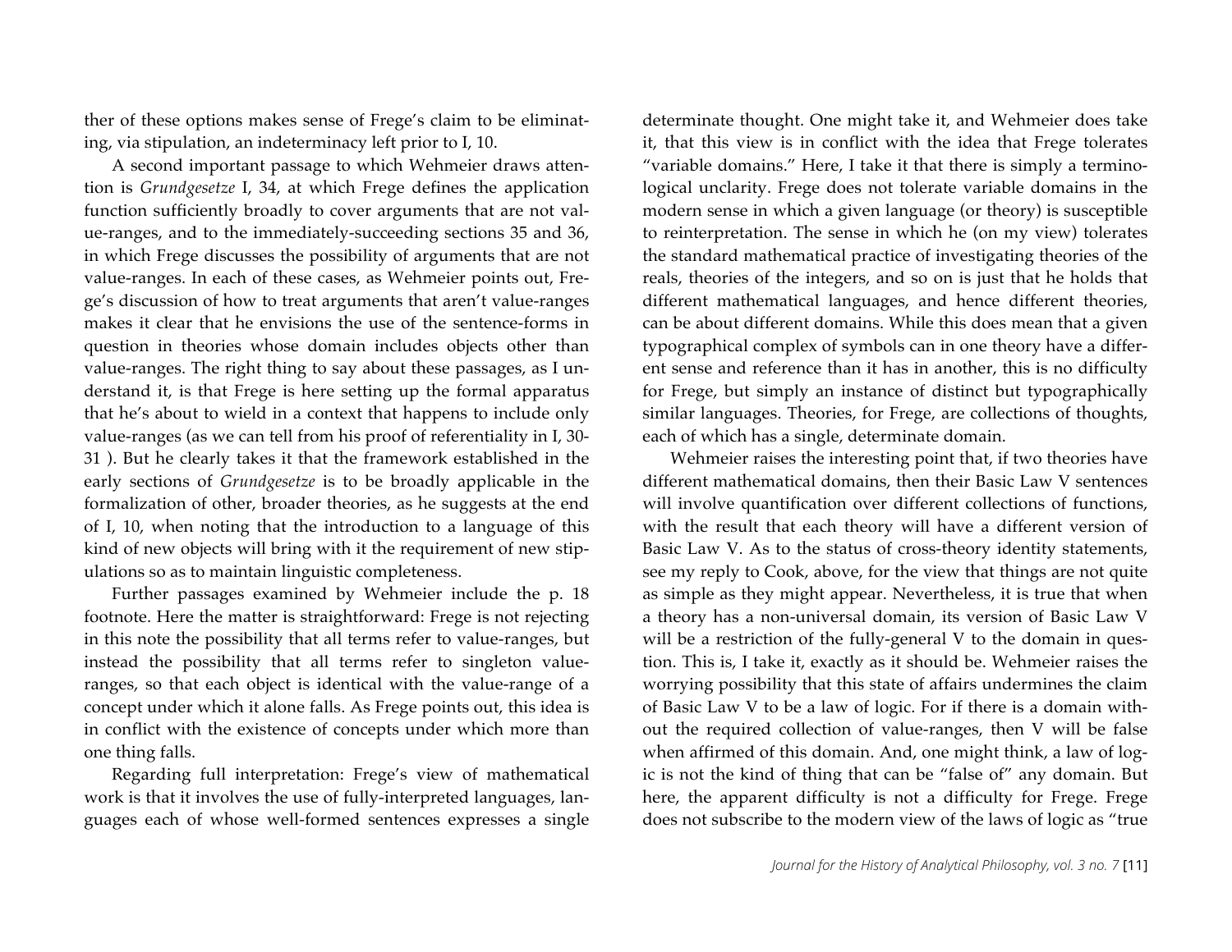ther of these options makes sense of Frege's claim to be eliminating, via stipulation, an indeterminacy left prior to I, 10.

A second important passage to which Wehmeier draws attention is *Grundgesetze* I, 34, at which Frege defines the application function sufficiently broadly to cover arguments that are not value-ranges, and to the immediately-succeeding sections 35 and 36, in which Frege discusses the possibility of arguments that are not value-ranges. In each of these cases, as Wehmeier points out, Frege's discussion of how to treat arguments that aren't value-ranges makes it clear that he envisions the use of the sentence-forms in question in theories whose domain includes objects other than value-ranges. The right thing to say about these passages, as I understand it, is that Frege is here setting up the formal apparatus that he's about to wield in a context that happens to include only value-ranges (as we can tell from his proof of referentiality in I, 30-31 ). But he clearly takes it that the framework established in the early sections of *Grundgesetze* is to be broadly applicable in the formalization of other, broader theories, as he suggests at the end of I, 10, when noting that the introduction to a language of this kind of new objects will bring with it the requirement of new stipulations so as to maintain linguistic completeness.

Further passages examined by Wehmeier include the p. 18 footnote. Here the matter is straightforward: Frege is not rejecting in this note the possibility that all terms refer to value-ranges, but instead the possibility that all terms refer to singleton value-ranges, so that each object is identical with the value-range of a concept under which it alone falls. As Frege points out, this idea is in conflict with the existence of concepts under which more than one thing falls.

Regarding full interpretation: Frege's view of mathematical work is that it involves the use of fully-interpreted languages, languages each of whose well-formed sentences expresses a single determinate thought. One might take it, and Wehmeier does take it, that this view is in conflict with the idea that Frege tolerates "variable domains." Here, I take it that there is simply a terminological unclarity. Frege does not tolerate variable domains in the modern sense in which a given language (or theory) is susceptible to reinterpretation. The sense in which he (on my view) tolerates the standard mathematical practice of investigating theories of the reals, theories of the integers, and so on is just that he holds that different mathematical languages, and hence different theories, can be about different domains. While this does mean that a given typographical complex of symbols can in one theory have a different sense and reference than it has in another, this is no difficulty for Frege, but simply an instance of distinct but typographically similar languages. Theories, for Frege, are collections of thoughts, each of which has a single, determinate domain.

Wehmeier raises the interesting point that, if two theories have different mathematical domains, then their Basic Law V sentences will involve quantification over different collections of functions, with the result that each theory will have a different version of Basic Law V. As to the status of cross-theory identity statements, see my reply to Cook, above, for the view that things are not quite as simple as they might appear. Nevertheless, it is true that when a theory has a non-universal domain, its version of Basic Law V will be a restriction of the fully-general V to the domain in question. This is, I take it, exactly as it should be. Wehmeier raises the worrying possibility that this state of affairs undermines the claim of Basic Law V to be a law of logic. For if there is a domain without the required collection of value-ranges, then V will be false when affirmed of this domain. And, one might think, a law of logic is not the kind of thing that can be "false of" any domain. But here, the apparent difficulty is not a difficulty for Frege. Frege does not subscribe to the modern view of the laws of logic as "true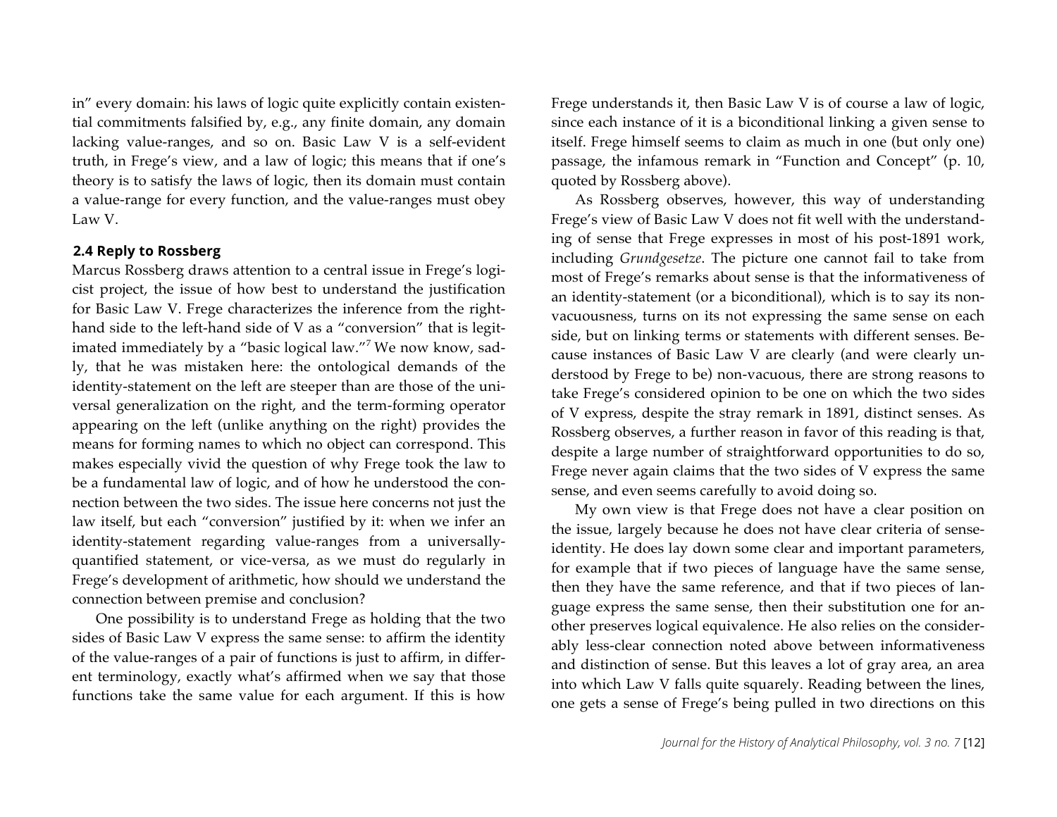in" every domain: his laws of logic quite explicitly contain existential commitments falsified by, e.g., any finite domain, any domain lacking value-ranges, and so on. Basic Law V is a self-evident truth, in Frege's view, and a law of logic; this means that if one's theory is to satisfy the laws of logic, then its domain must contain a value-range for every function, and the value-ranges must obey Law V.

### 2.4 Reply to Rossberg

Marcus Rossberg draws attention to a central issue in Frege's logicist project, the issue of how best to understand the justification for Basic Law V. Frege characterizes the inference from the right-hand side to the left-hand side of V as a "conversion" that is legitimated immediately by a "basic logical law."[7] We now know, sadly, that he was mistaken here: the ontological demands of the identity-statement on the left are steeper than are those of the universal generalization on the right, and the term-forming operator appearing on the left (unlike anything on the right) provides the means for forming names to which no object can correspond. This makes especially vivid the question of why Frege took the law to be a fundamental law of logic, and of how he understood the connection between the two sides. The issue here concerns not just the law itself, but each "conversion" justified by it: when we infer an identity-statement regarding value-ranges from a universally-quantified statement, or vice-versa, as we must do regularly in Frege's development of arithmetic, how should we understand the connection between premise and conclusion?

One possibility is to understand Frege as holding that the two sides of Basic Law V express the same sense: to affirm the identity of the value-ranges of a pair of functions is just to affirm, in different terminology, exactly what's affirmed when we say that those functions take the same value for each argument. If this is how Frege understands it, then Basic Law V is of course a law of logic, since each instance of it is a biconditional linking a given sense to itself. Frege himself seems to claim as much in one (but only one) passage, the infamous remark in "Function and Concept" (p. 10, quoted by Rossberg above).

As Rossberg observes, however, this way of understanding Frege's view of Basic Law V does not fit well with the understanding of sense that Frege expresses in most of his post-1891 work, including *Grundgesetze*. The picture one cannot fail to take from most of Frege's remarks about sense is that the informativeness of an identity-statement (or a biconditional), which is to say its non-vacuousness, turns on its not expressing the same sense on each side, but on linking terms or statements with different senses. Because instances of Basic Law V are clearly (and were clearly understood by Frege to be) non-vacuous, there are strong reasons to take Frege's considered opinion to be one on which the two sides of V express, despite the stray remark in 1891, distinct senses. As Rossberg observes, a further reason in favor of this reading is that, despite a large number of straightforward opportunities to do so, Frege never again claims that the two sides of V express the same sense, and even seems carefully to avoid doing so.

My own view is that Frege does not have a clear position on the issue, largely because he does not have clear criteria of sense-identity. He does lay down some clear and important parameters, for example that if two pieces of language have the same sense, then they have the same reference, and that if two pieces of language express the same sense, then their substitution one for another preserves logical equivalence. He also relies on the considerably less-clear connection noted above between informativeness and distinction of sense. But this leaves a lot of gray area, an area into which Law V falls quite squarely. Reading between the lines, one gets a sense of Frege's being pulled in two directions on this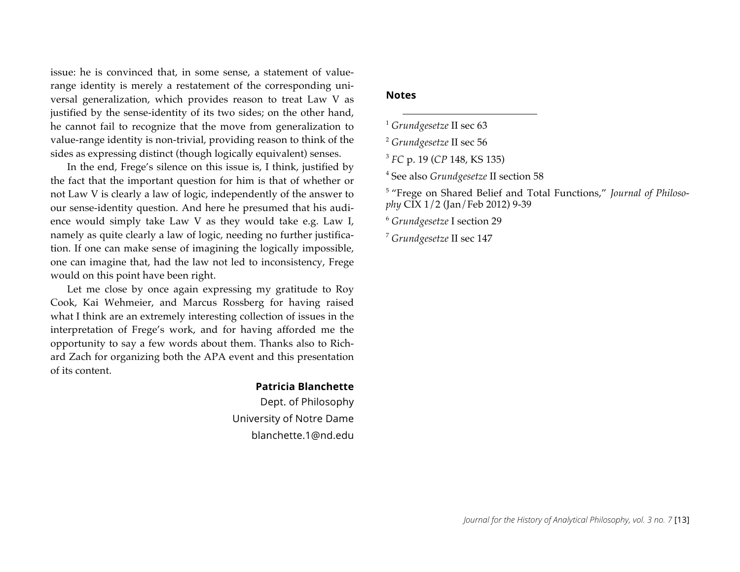issue: he is convinced that, in some sense, a statement of value-range identity is merely a restatement of the corresponding universal generalization, which provides reason to treat Law V as justified by the sense-identity of its two sides; on the other hand, he cannot fail to recognize that the move from generalization to value-range identity is non-trivial, providing reason to think of the sides as expressing distinct (though logically equivalent) senses.

In the end, Frege's silence on this issue is, I think, justified by the fact that the important question for him is that of whether or not Law V is clearly a law of logic, independently of the answer to our sense-identity question. And here he presumed that his audience would simply take Law V as they would take e.g. Law I, namely as quite clearly a law of logic, needing no further justification. If one can make sense of imagining the logically impossible, one can imagine that, had the law not led to inconsistency, Frege would on this point have been right.

Let me close by once again expressing my gratitude to Roy Cook, Kai Wehmeier, and Marcus Rossberg for having raised what I think are an extremely interesting collection of issues in the interpretation of Frege's work, and for having afforded me the opportunity to say a few words about them. Thanks also to Richard Zach for organizing both the APA event and this presentation of its content.

**Patricia Blanchette**
Dept. of Philosophy
University of Notre Dame
blanchette.1@nd.edu

## Notes

[1] *Grundgesetze* II sec 63

[2] *Grundgesetze* II sec 56

[3] *FC* p. 19 (*CP* 148, KS 135)

[4] See also *Grundgesetze* II section 58

[5] "Frege on Shared Belief and Total Functions," *Journal of Philosophy* CIX 1/2 (Jan/Feb 2012) 9-39

[6] *Grundgesetze* I section 29

[7] *Grundgesetze* II sec 147